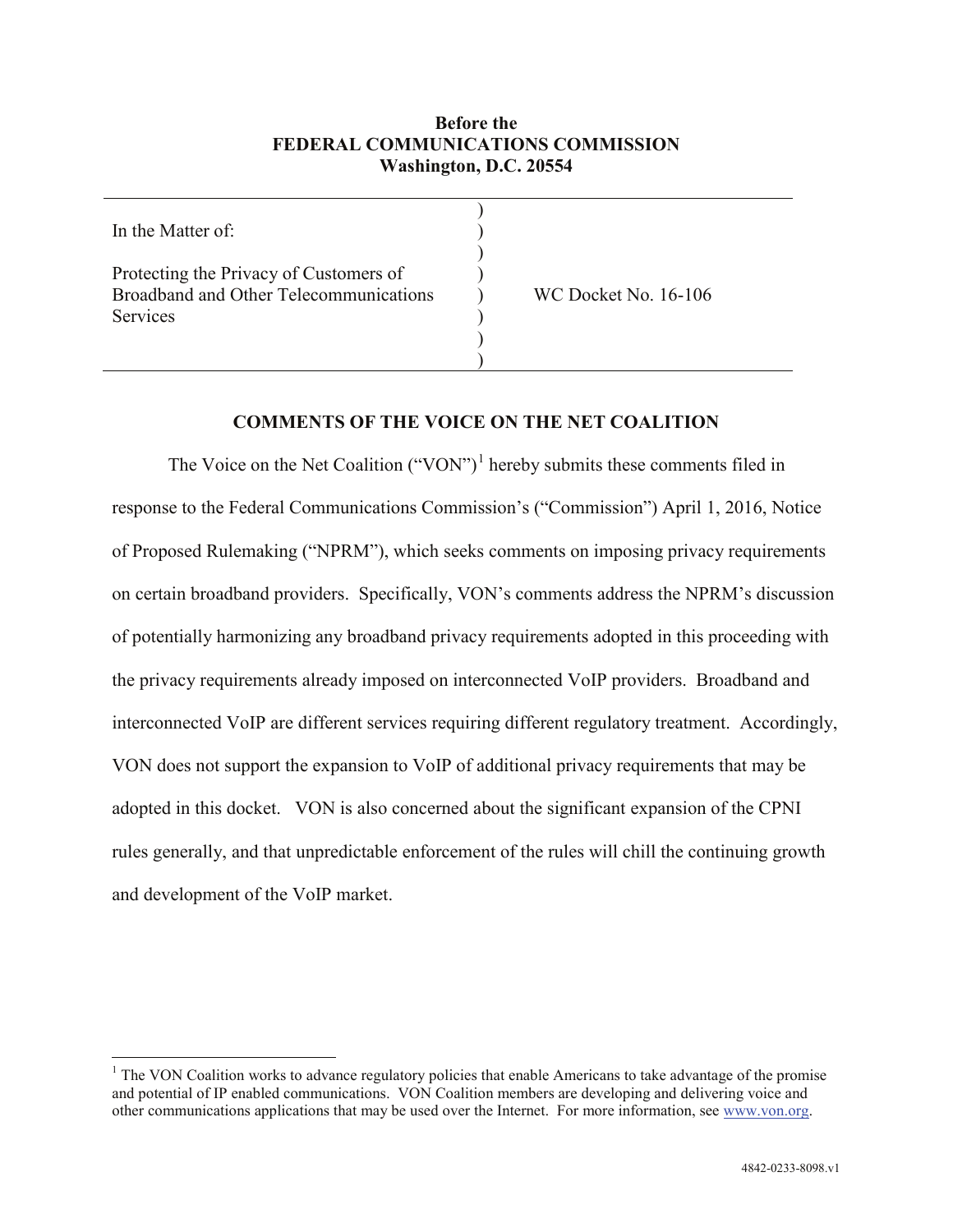**Before the**
**FEDERAL COMMUNICATIONS COMMISSION**
**Washington, D.C. 20554**

| | | |
|---|---|---|
| In the Matter of:<br><br>Protecting the Privacy of Customers of Broadband and Other Telecommunications Services | ) | WC Docket No. 16-106 |

## COMMENTS OF THE VOICE ON THE NET COALITION

The Voice on the Net Coalition ("VON")[1] hereby submits these comments filed in response to the Federal Communications Commission's ("Commission") April 1, 2016, Notice of Proposed Rulemaking ("NPRM"), which seeks comments on imposing privacy requirements on certain broadband providers. Specifically, VON's comments address the NPRM's discussion of potentially harmonizing any broadband privacy requirements adopted in this proceeding with the privacy requirements already imposed on interconnected VoIP providers. Broadband and interconnected VoIP are different services requiring different regulatory treatment. Accordingly, VON does not support the expansion to VoIP of additional privacy requirements that may be adopted in this docket. VON is also concerned about the significant expansion of the CPNI rules generally, and that unpredictable enforcement of the rules will chill the continuing growth and development of the VoIP market.

---

[1] The VON Coalition works to advance regulatory policies that enable Americans to take advantage of the promise and potential of IP enabled communications. VON Coalition members are developing and delivering voice and other communications applications that may be used over the Internet. For more information, see [www.von.org](http://www.von.org).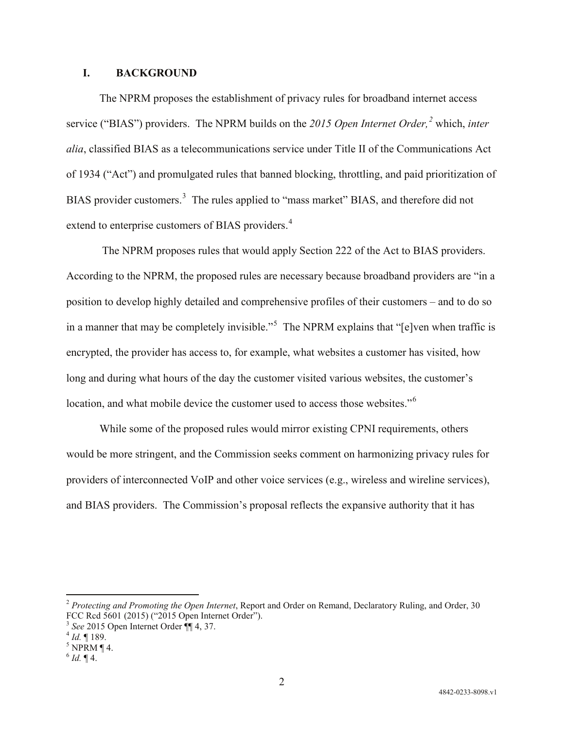## I. BACKGROUND

The NPRM proposes the establishment of privacy rules for broadband internet access service ("BIAS") providers. The NPRM builds on the *2015 Open Internet Order,*[2] which, *inter alia*, classified BIAS as a telecommunications service under Title II of the Communications Act of 1934 ("Act") and promulgated rules that banned blocking, throttling, and paid prioritization of BIAS provider customers.[3] The rules applied to "mass market" BIAS, and therefore did not extend to enterprise customers of BIAS providers.[4]

The NPRM proposes rules that would apply Section 222 of the Act to BIAS providers. According to the NPRM, the proposed rules are necessary because broadband providers are "in a position to develop highly detailed and comprehensive profiles of their customers – and to do so in a manner that may be completely invisible."[5] The NPRM explains that "[e]ven when traffic is encrypted, the provider has access to, for example, what websites a customer has visited, how long and during what hours of the day the customer visited various websites, the customer's location, and what mobile device the customer used to access those websites."[6]

While some of the proposed rules would mirror existing CPNI requirements, others would be more stringent, and the Commission seeks comment on harmonizing privacy rules for providers of interconnected VoIP and other voice services (e.g., wireless and wireline services), and BIAS providers. The Commission's proposal reflects the expansive authority that it has

---

[2] *Protecting and Promoting the Open Internet*, Report and Order on Remand, Declaratory Ruling, and Order, 30 FCC Rcd 5601 (2015) ("2015 Open Internet Order").

[3] *See* 2015 Open Internet Order ¶¶ 4, 37.

[4] *Id.* ¶ 189.

[5] NPRM ¶ 4.

[6] *Id.* ¶ 4.

4842-0233-8098.v1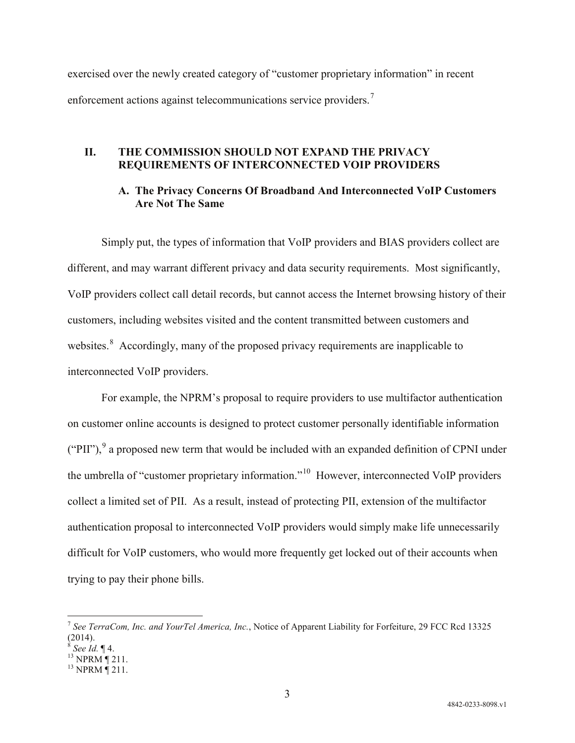exercised over the newly created category of "customer proprietary information" in recent enforcement actions against telecommunications service providers.[7]

## II. THE COMMISSION SHOULD NOT EXPAND THE PRIVACY REQUIREMENTS OF INTERCONNECTED VOIP PROVIDERS

### A. The Privacy Concerns Of Broadband And Interconnected VoIP Customers Are Not The Same

Simply put, the types of information that VoIP providers and BIAS providers collect are different, and may warrant different privacy and data security requirements. Most significantly, VoIP providers collect call detail records, but cannot access the Internet browsing history of their customers, including websites visited and the content transmitted between customers and websites.[8] Accordingly, many of the proposed privacy requirements are inapplicable to interconnected VoIP providers.

For example, the NPRM's proposal to require providers to use multifactor authentication on customer online accounts is designed to protect customer personally identifiable information ("PII"),[9] a proposed new term that would be included with an expanded definition of CPNI under the umbrella of "customer proprietary information."[10] However, interconnected VoIP providers collect a limited set of PII. As a result, instead of protecting PII, extension of the multifactor authentication proposal to interconnected VoIP providers would simply make life unnecessarily difficult for VoIP customers, who would more frequently get locked out of their accounts when trying to pay their phone bills.

---

[7] *See TerraCom, Inc. and YourTel America, Inc.*, Notice of Apparent Liability for Forfeiture, 29 FCC Rcd 13325 (2014).

[8] *See Id.* ¶ 4.

[13] NPRM ¶ 211.

[13] NPRM ¶ 211.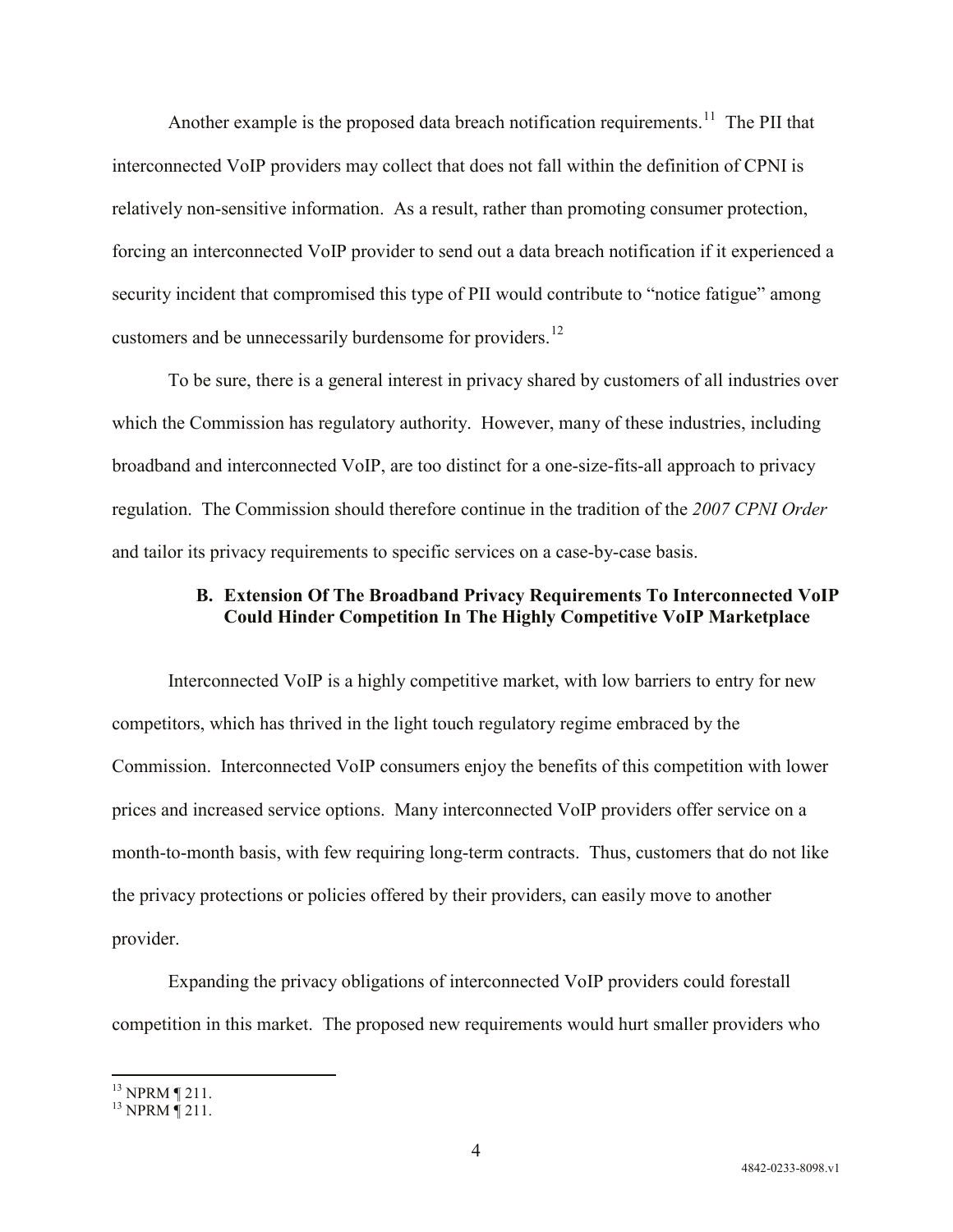Another example is the proposed data breach notification requirements.[11] The PII that interconnected VoIP providers may collect that does not fall within the definition of CPNI is relatively non-sensitive information. As a result, rather than promoting consumer protection, forcing an interconnected VoIP provider to send out a data breach notification if it experienced a security incident that compromised this type of PII would contribute to "notice fatigue" among customers and be unnecessarily burdensome for providers.[12]

To be sure, there is a general interest in privacy shared by customers of all industries over which the Commission has regulatory authority. However, many of these industries, including broadband and interconnected VoIP, are too distinct for a one-size-fits-all approach to privacy regulation. The Commission should therefore continue in the tradition of the *2007 CPNI Order* and tailor its privacy requirements to specific services on a case-by-case basis.

### B. Extension Of The Broadband Privacy Requirements To Interconnected VoIP Could Hinder Competition In The Highly Competitive VoIP Marketplace

Interconnected VoIP is a highly competitive market, with low barriers to entry for new competitors, which has thrived in the light touch regulatory regime embraced by the Commission. Interconnected VoIP consumers enjoy the benefits of this competition with lower prices and increased service options. Many interconnected VoIP providers offer service on a month-to-month basis, with few requiring long-term contracts. Thus, customers that do not like the privacy protections or policies offered by their providers, can easily move to another provider.

Expanding the privacy obligations of interconnected VoIP providers could forestall competition in this market. The proposed new requirements would hurt smaller providers who

---

[13] NPRM ¶ 211.

[13] NPRM ¶ 211.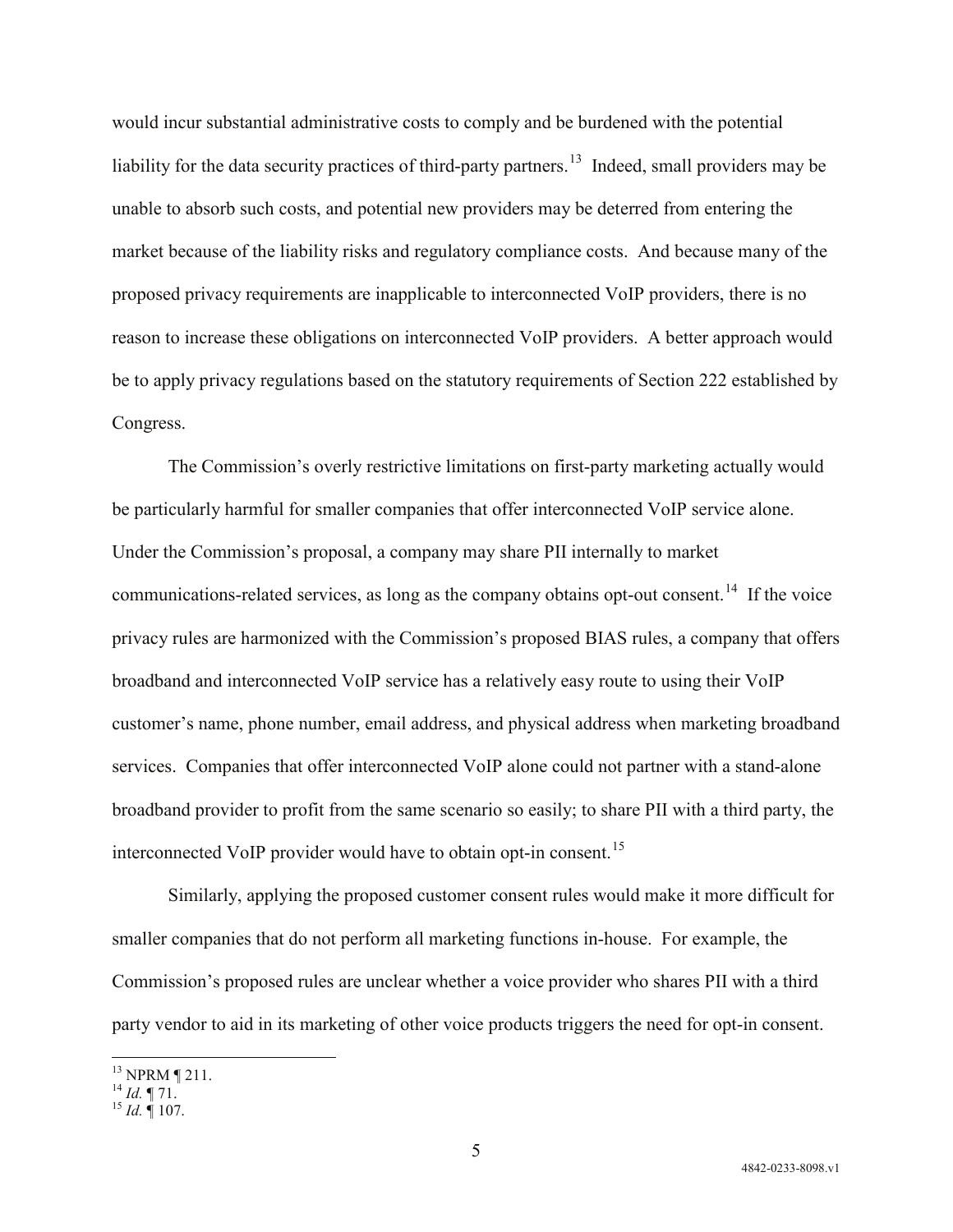would incur substantial administrative costs to comply and be burdened with the potential liability for the data security practices of third-party partners.[13] Indeed, small providers may be unable to absorb such costs, and potential new providers may be deterred from entering the market because of the liability risks and regulatory compliance costs. And because many of the proposed privacy requirements are inapplicable to interconnected VoIP providers, there is no reason to increase these obligations on interconnected VoIP providers. A better approach would be to apply privacy regulations based on the statutory requirements of Section 222 established by Congress.

The Commission's overly restrictive limitations on first-party marketing actually would be particularly harmful for smaller companies that offer interconnected VoIP service alone. Under the Commission's proposal, a company may share PII internally to market communications-related services, as long as the company obtains opt-out consent.[14] If the voice privacy rules are harmonized with the Commission's proposed BIAS rules, a company that offers broadband and interconnected VoIP service has a relatively easy route to using their VoIP customer's name, phone number, email address, and physical address when marketing broadband services. Companies that offer interconnected VoIP alone could not partner with a stand-alone broadband provider to profit from the same scenario so easily; to share PII with a third party, the interconnected VoIP provider would have to obtain opt-in consent.[15]

Similarly, applying the proposed customer consent rules would make it more difficult for smaller companies that do not perform all marketing functions in-house. For example, the Commission's proposed rules are unclear whether a voice provider who shares PII with a third party vendor to aid in its marketing of other voice products triggers the need for opt-in consent.

---

[13] NPRM ¶ 211.

[14] *Id.* ¶ 71.

[15] *Id.* ¶ 107.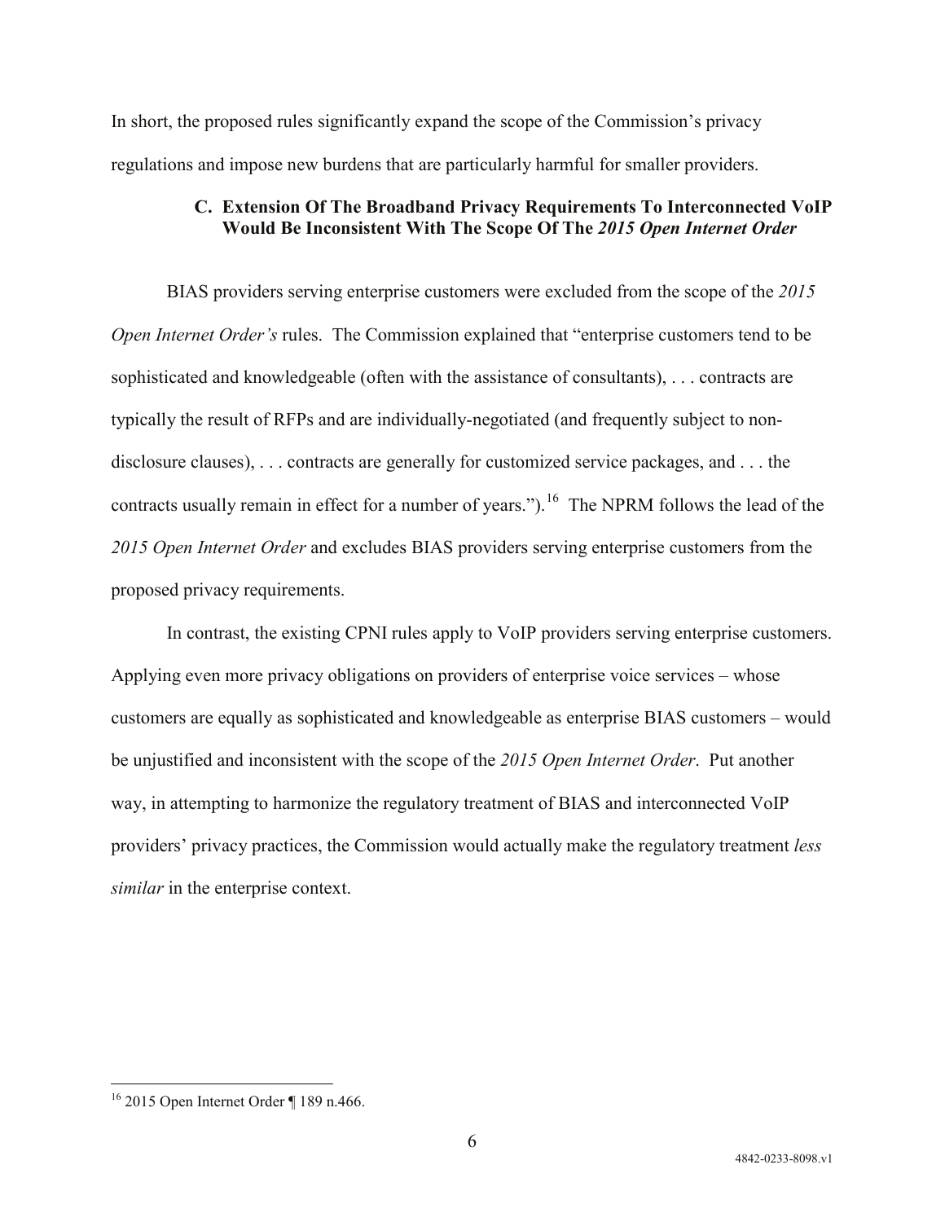In short, the proposed rules significantly expand the scope of the Commission's privacy regulations and impose new burdens that are particularly harmful for smaller providers.

### C. Extension Of The Broadband Privacy Requirements To Interconnected VoIP Would Be Inconsistent With The Scope Of The *2015 Open Internet Order*

BIAS providers serving enterprise customers were excluded from the scope of the *2015 Open Internet Order's* rules. The Commission explained that "enterprise customers tend to be sophisticated and knowledgeable (often with the assistance of consultants), . . . contracts are typically the result of RFPs and are individually-negotiated (and frequently subject to non-disclosure clauses), . . . contracts are generally for customized service packages, and . . . the contracts usually remain in effect for a number of years.").[16] The NPRM follows the lead of the *2015 Open Internet Order* and excludes BIAS providers serving enterprise customers from the proposed privacy requirements.

In contrast, the existing CPNI rules apply to VoIP providers serving enterprise customers. Applying even more privacy obligations on providers of enterprise voice services – whose customers are equally as sophisticated and knowledgeable as enterprise BIAS customers – would be unjustified and inconsistent with the scope of the *2015 Open Internet Order*. Put another way, in attempting to harmonize the regulatory treatment of BIAS and interconnected VoIP providers' privacy practices, the Commission would actually make the regulatory treatment *less similar* in the enterprise context.

---

[16] 2015 Open Internet Order ¶ 189 n.466.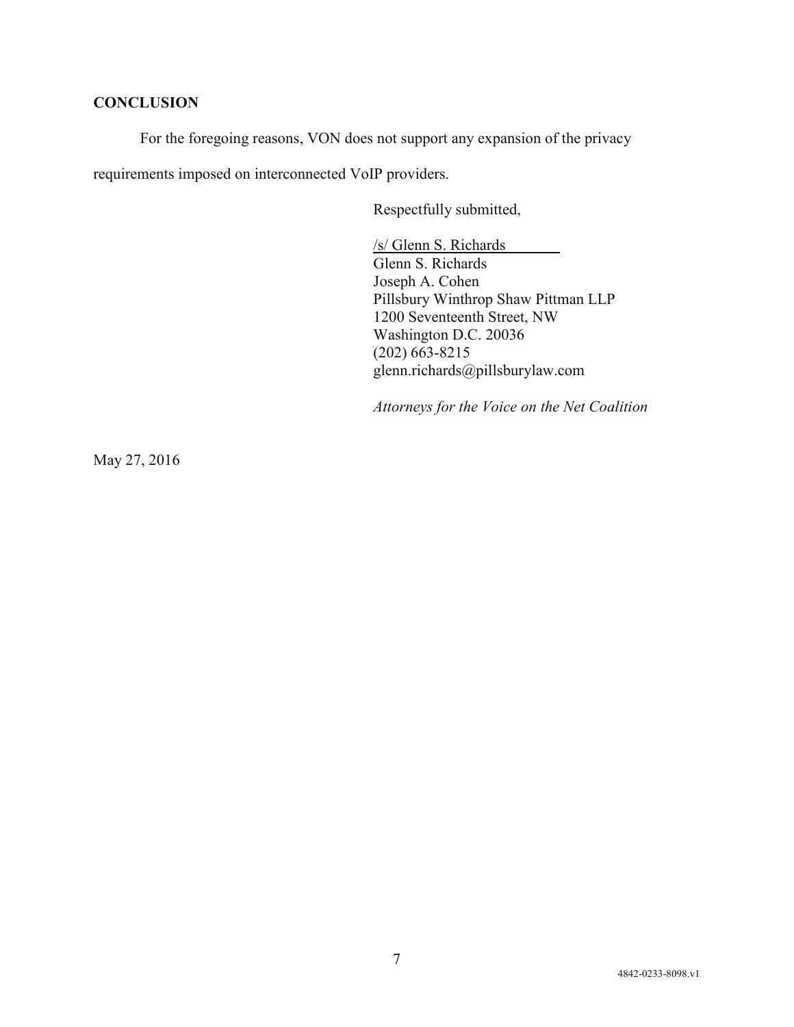## CONCLUSION

For the foregoing reasons, VON does not support any expansion of the privacy requirements imposed on interconnected VoIP providers.

Respectfully submitted,

/s/ Glenn S. Richards
Glenn S. Richards
Joseph A. Cohen
Pillsbury Winthrop Shaw Pittman LLP
1200 Seventeenth Street, NW
Washington D.C. 20036
(202) 663-8215
glenn.richards@pillsburylaw.com

*Attorneys for the Voice on the Net Coalition*

May 27, 2016

4842-0233-8098.v1